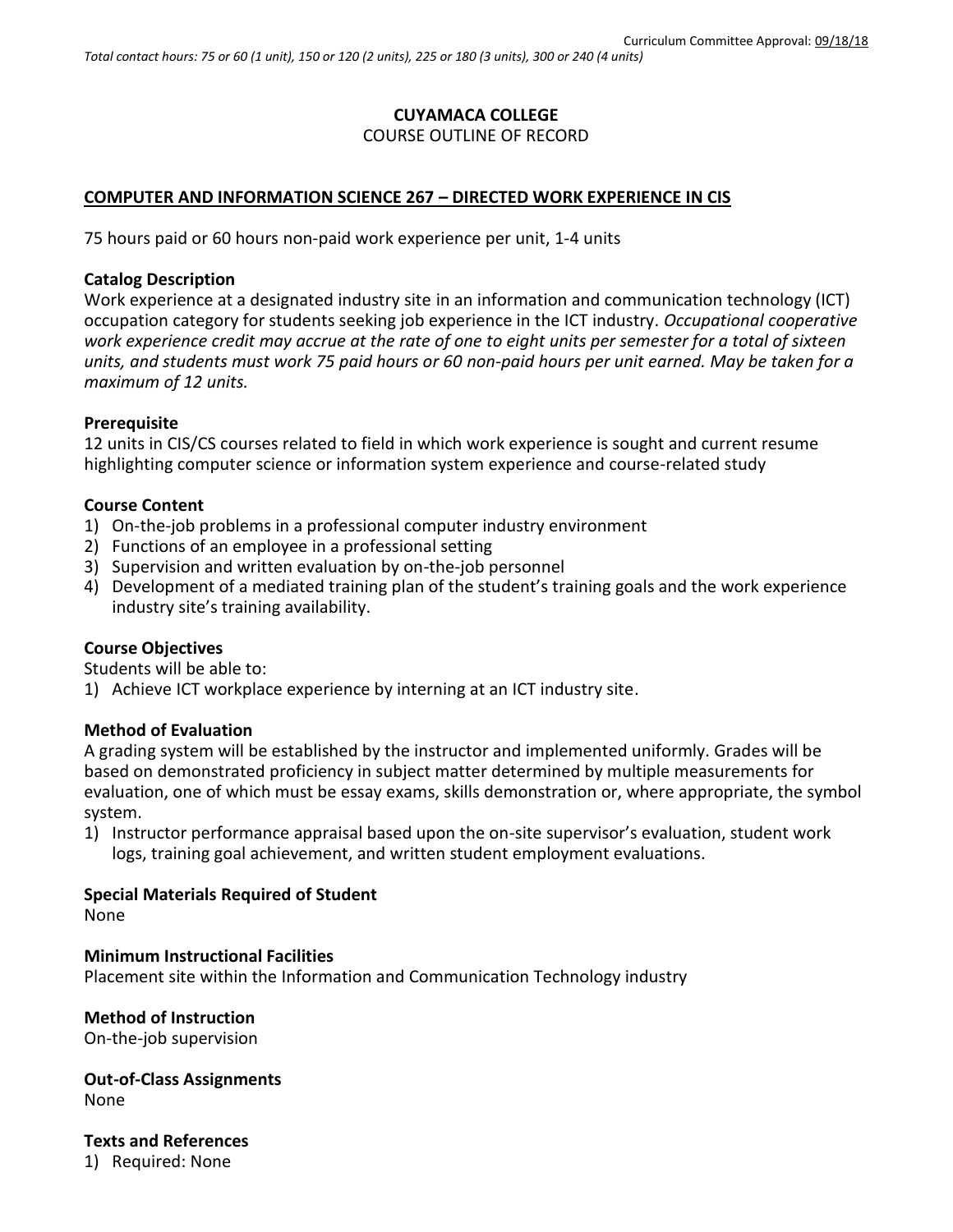Curriculum Committee Approval: 09/18/18

*Total contact hours: 75 or 60 (1 unit), 150 or 120 (2 units), 225 or 180 (3 units), 300 or 240 (4 units)*

**CUYAMACA COLLEGE**

COURSE OUTLINE OF RECORD

**COMPUTER AND INFORMATION SCIENCE 267 – DIRECTED WORK EXPERIENCE IN CIS**

75 hours paid or 60 hours non-paid work experience per unit, 1-4 units

### Catalog Description

Work experience at a designated industry site in an information and communication technology (ICT) occupation category for students seeking job experience in the ICT industry. *Occupational cooperative work experience credit may accrue at the rate of one to eight units per semester for a total of sixteen units, and students must work 75 paid hours or 60 non-paid hours per unit earned. May be taken for a maximum of 12 units.*

### Prerequisite

12 units in CIS/CS courses related to field in which work experience is sought and current resume highlighting computer science or information system experience and course-related study

### Course Content

1) On-the-job problems in a professional computer industry environment
2) Functions of an employee in a professional setting
3) Supervision and written evaluation by on-the-job personnel
4) Development of a mediated training plan of the student's training goals and the work experience industry site's training availability.

### Course Objectives

Students will be able to:

1) Achieve ICT workplace experience by interning at an ICT industry site.

### Method of Evaluation

A grading system will be established by the instructor and implemented uniformly. Grades will be based on demonstrated proficiency in subject matter determined by multiple measurements for evaluation, one of which must be essay exams, skills demonstration or, where appropriate, the symbol system.

1) Instructor performance appraisal based upon the on-site supervisor's evaluation, student work logs, training goal achievement, and written student employment evaluations.

### Special Materials Required of Student

None

### Minimum Instructional Facilities

Placement site within the Information and Communication Technology industry

### Method of Instruction

On-the-job supervision

### Out-of-Class Assignments

None

### Texts and References

1) Required: None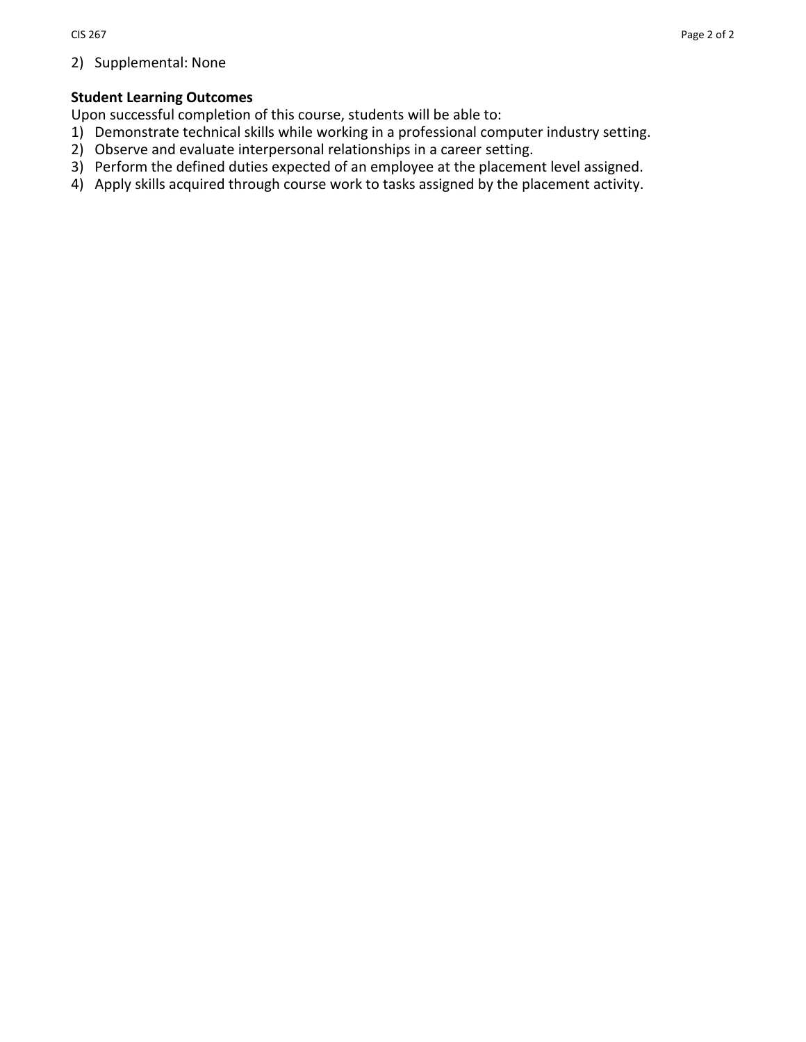2) Supplemental: None

**Student Learning Outcomes**

Upon successful completion of this course, students will be able to:

1) Demonstrate technical skills while working in a professional computer industry setting.
2) Observe and evaluate interpersonal relationships in a career setting.
3) Perform the defined duties expected of an employee at the placement level assigned.
4) Apply skills acquired through course work to tasks assigned by the placement activity.